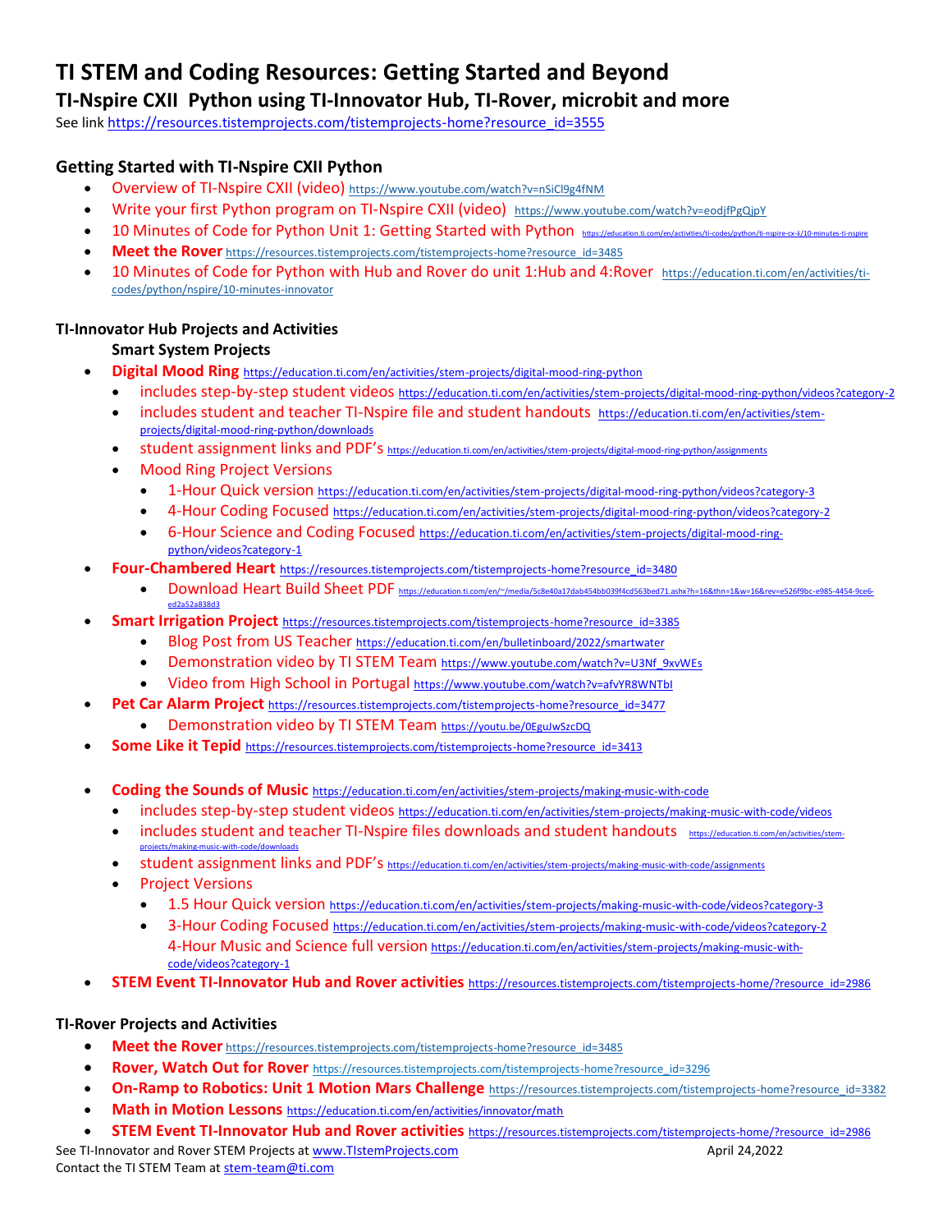# TI STEM and Coding Resources: Getting Started and Beyond

## TI-Nspire CXII Python using TI-Innovator Hub, TI-Rover, microbit and more

See link https://resources.tistemprojects.com/tistemprojects-home?resource_id=3555

### Getting Started with TI-Nspire CXII Python

- Overview of TI-Nspire CXII (video) https://www.youtube.com/watch?v=nSiCl9g4fNM
- Write your first Python program on TI-Nspire CXII (video) https://www.youtube.com/watch?v=eodjfPgQjpY
- 10 Minutes of Code for Python Unit 1: Getting Started with Python https://education.ti.com/en/activities/ti-codes/python/ti-nspire-cx-ii/10-minutes-ti-nspire
- **Meet the Rover** https://resources.tistemprojects.com/tistemprojects-home?resource_id=3485
- 10 Minutes of Code for Python with Hub and Rover do unit 1:Hub and 4:Rover https://education.ti.com/en/activities/ti-codes/python/nspire/10-minutes-innovator

### TI-Innovator Hub Projects and Activities

**Smart System Projects**

- **Digital Mood Ring** https://education.ti.com/en/activities/stem-projects/digital-mood-ring-python
  - includes step-by-step student videos https://education.ti.com/en/activities/stem-projects/digital-mood-ring-python/videos?category-2
  - includes student and teacher TI-Nspire file and student handouts https://education.ti.com/en/activities/stem-projects/digital-mood-ring-python/downloads
  - student assignment links and PDF's https://education.ti.com/en/activities/stem-projects/digital-mood-ring-python/assignments
  - Mood Ring Project Versions
    - 1-Hour Quick version https://education.ti.com/en/activities/stem-projects/digital-mood-ring-python/videos?category-3
    - 4-Hour Coding Focused https://education.ti.com/en/activities/stem-projects/digital-mood-ring-python/videos?category-2
    - 6-Hour Science and Coding Focused https://education.ti.com/en/activities/stem-projects/digital-mood-ring-python/videos?category-1
- **Four-Chambered Heart** https://resources.tistemprojects.com/tistemprojects-home?resource_id=3480
  - Download Heart Build Sheet PDF https://education.ti.com/en/~/media/5c8e40a17dab454bb039f4cd563bed71.ashx?h=16&thn=1&w=16&rev=e526f9bc-e985-4454-9ce6-ed2a52a838d3
- **Smart Irrigation Project** https://resources.tistemprojects.com/tistemprojects-home?resource_id=3385
  - Blog Post from US Teacher https://education.ti.com/en/bulletinboard/2022/smartwater
  - Demonstration video by TI STEM Team https://www.youtube.com/watch?v=U3Nf_9xvWEs
  - Video from High School in Portugal https://www.youtube.com/watch?v=afvYR8WNTbI
- **Pet Car Alarm Project** https://resources.tistemprojects.com/tistemprojects-home?resource_id=3477
  - Demonstration video by TI STEM Team https://youtu.be/0EguJwSzcDQ
- **Some Like it Tepid** https://resources.tistemprojects.com/tistemprojects-home?resource_id=3413

- **Coding the Sounds of Music** https://education.ti.com/en/activities/stem-projects/making-music-with-code
  - includes step-by-step student videos https://education.ti.com/en/activities/stem-projects/making-music-with-code/videos
  - includes student and teacher TI-Nspire files downloads and student handouts https://education.ti.com/en/activities/stem-projects/making-music-with-code/downloads
  - student assignment links and PDF's https://education.ti.com/en/activities/stem-projects/making-music-with-code/assignments
  - Project Versions
    - 1.5 Hour Quick version https://education.ti.com/en/activities/stem-projects/making-music-with-code/videos?category-3
    - 3-Hour Coding Focused https://education.ti.com/en/activities/stem-projects/making-music-with-code/videos?category-2
      4-Hour Music and Science full version https://education.ti.com/en/activities/stem-projects/making-music-with-code/videos?category-1
- **STEM Event TI-Innovator Hub and Rover activities** https://resources.tistemprojects.com/tistemprojects-home/?resource_id=2986

### TI-Rover Projects and Activities

- **Meet the Rover** https://resources.tistemprojects.com/tistemprojects-home?resource_id=3485
- **Rover, Watch Out for Rover** https://resources.tistemprojects.com/tistemprojects-home?resource_id=3296
- **On-Ramp to Robotics: Unit 1 Motion Mars Challenge** https://resources.tistemprojects.com/tistemprojects-home?resource_id=3382
- **Math in Motion Lessons** https://education.ti.com/en/activities/innovator/math
- **STEM Event TI-Innovator Hub and Rover activities** https://resources.tistemprojects.com/tistemprojects-home/?resource_id=2986

See TI-Innovator and Rover STEM Projects at www.TIstemProjects.com April 24,2022
Contact the TI STEM Team at stem-team@ti.com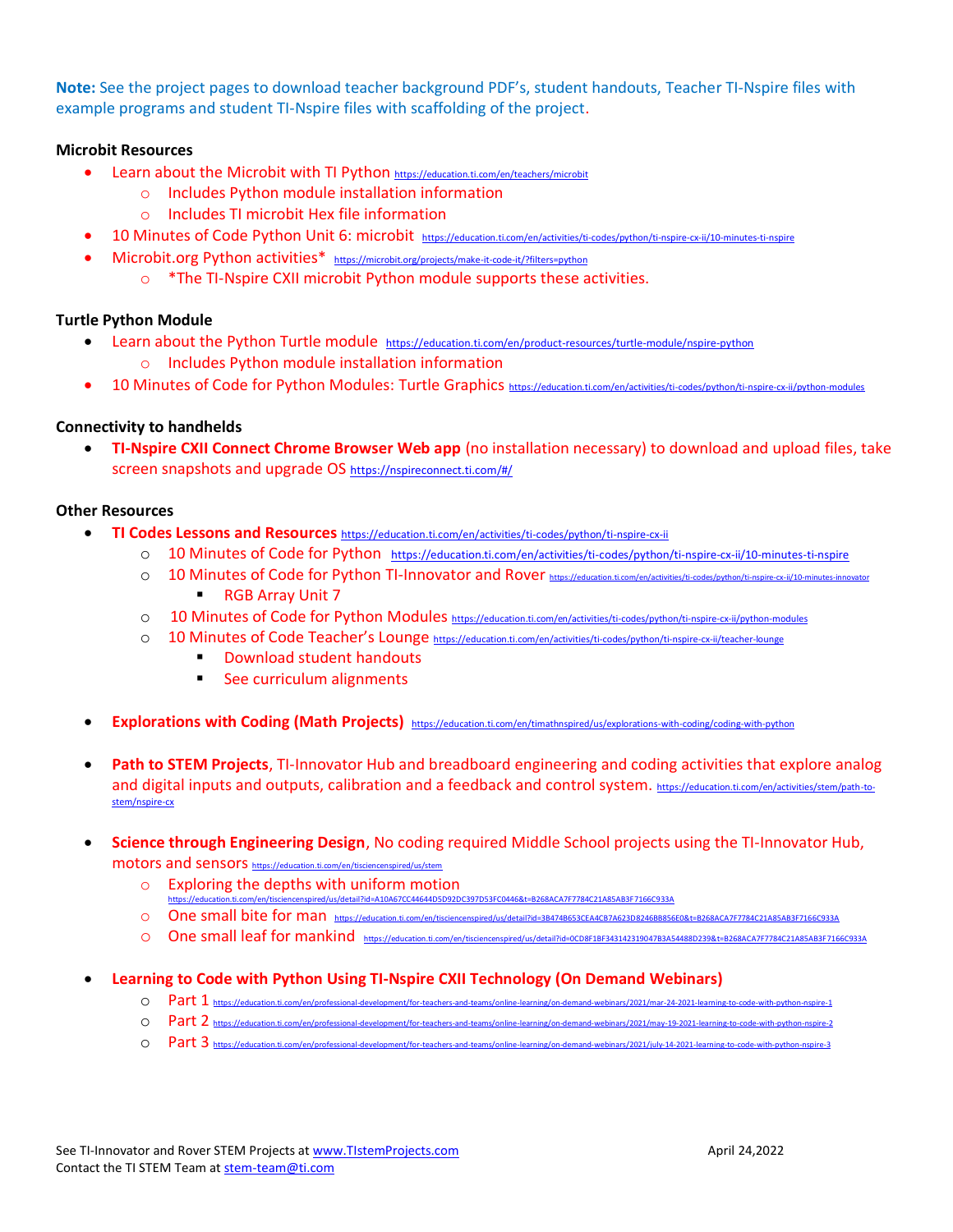**Note:** See the project pages to download teacher background PDF's, student handouts, Teacher TI-Nspire files with example programs and student TI-Nspire files with scaffolding of the project.

**Microbit Resources**

- Learn about the Microbit with TI Python https://education.ti.com/en/teachers/microbit
  - Includes Python module installation information
  - Includes TI microbit Hex file information
- 10 Minutes of Code Python Unit 6: microbit https://education.ti.com/en/activities/ti-codes/python/ti-nspire-cx-ii/10-minutes-ti-nspire
- Microbit.org Python activities* https://microbit.org/projects/make-it-code-it/?filters=python
  - *The TI-Nspire CXII microbit Python module supports these activities.

**Turtle Python Module**

- Learn about the Python Turtle module https://education.ti.com/en/product-resources/turtle-module/nspire-python
  - Includes Python module installation information
- 10 Minutes of Code for Python Modules: Turtle Graphics https://education.ti.com/en/activities/ti-codes/python/ti-nspire-cx-ii/python-modules

**Connectivity to handhelds**

- **TI-Nspire CXII Connect Chrome Browser Web app** (no installation necessary) to download and upload files, take screen snapshots and upgrade OS https://nspireconnect.ti.com/#/

**Other Resources**

- **TI Codes Lessons and Resources** https://education.ti.com/en/activities/ti-codes/python/ti-nspire-cx-ii
  - 10 Minutes of Code for Python https://education.ti.com/en/activities/ti-codes/python/ti-nspire-cx-ii/10-minutes-ti-nspire
  - 10 Minutes of Code for Python TI-Innovator and Rover https://education.ti.com/en/activities/ti-codes/python/ti-nspire-cx-ii/10-minutes-innovator
    - RGB Array Unit 7
  - 10 Minutes of Code for Python Modules https://education.ti.com/en/activities/ti-codes/python/ti-nspire-cx-ii/python-modules
  - 10 Minutes of Code Teacher's Lounge https://education.ti.com/en/activities/ti-codes/python/ti-nspire-cx-ii/teacher-lounge
    - Download student handouts
    - See curriculum alignments

- **Explorations with Coding (Math Projects)** https://education.ti.com/en/timathnspired/us/explorations-with-coding/coding-with-python

- **Path to STEM Projects**, TI-Innovator Hub and breadboard engineering and coding activities that explore analog and digital inputs and outputs, calibration and a feedback and control system. https://education.ti.com/en/activities/stem/path-to-stem/nspire-cx

- **Science through Engineering Design**, No coding required Middle School projects using the TI-Innovator Hub, motors and sensors https://education.ti.com/en/tisciencenspired/us/stem
  - Exploring the depths with uniform motion https://education.ti.com/en/tisciencenspired/us/detail?id=A10A67CC44644D5D92DC397D53FC0446&t=B268ACA7F7784C21A85AB3F7166C933A
  - One small bite for man https://education.ti.com/en/tisciencenspired/us/detail?id=3B474B653CEA4CB7A623D8246BB856E0&t=B268ACA7F7784C21A85AB3F7166C933A
  - One small leaf for mankind https://education.ti.com/en/tisciencenspired/us/detail?id=0CD8F1BF343142319047B3A54488D239&t=B268ACA7F7784C21A85AB3F7166C933A

- **Learning to Code with Python Using TI-Nspire CXII Technology (On Demand Webinars)**
  - Part 1 https://education.ti.com/en/professional-development/for-teachers-and-teams/online-learning/on-demand-webinars/2021/mar-24-2021-learning-to-code-with-python-nspire-1
  - Part 2 https://education.ti.com/en/professional-development/for-teachers-and-teams/online-learning/on-demand-webinars/2021/may-19-2021-learning-to-code-with-python-nspire-2
  - Part 3 https://education.ti.com/en/professional-development/for-teachers-and-teams/online-learning/on-demand-webinars/2021/july-14-2021-learning-to-code-with-python-nspire-3

See TI-Innovator and Rover STEM Projects at www.TIstemProjects.com

Contact the TI STEM Team at stem-team@ti.com

April 24,2022